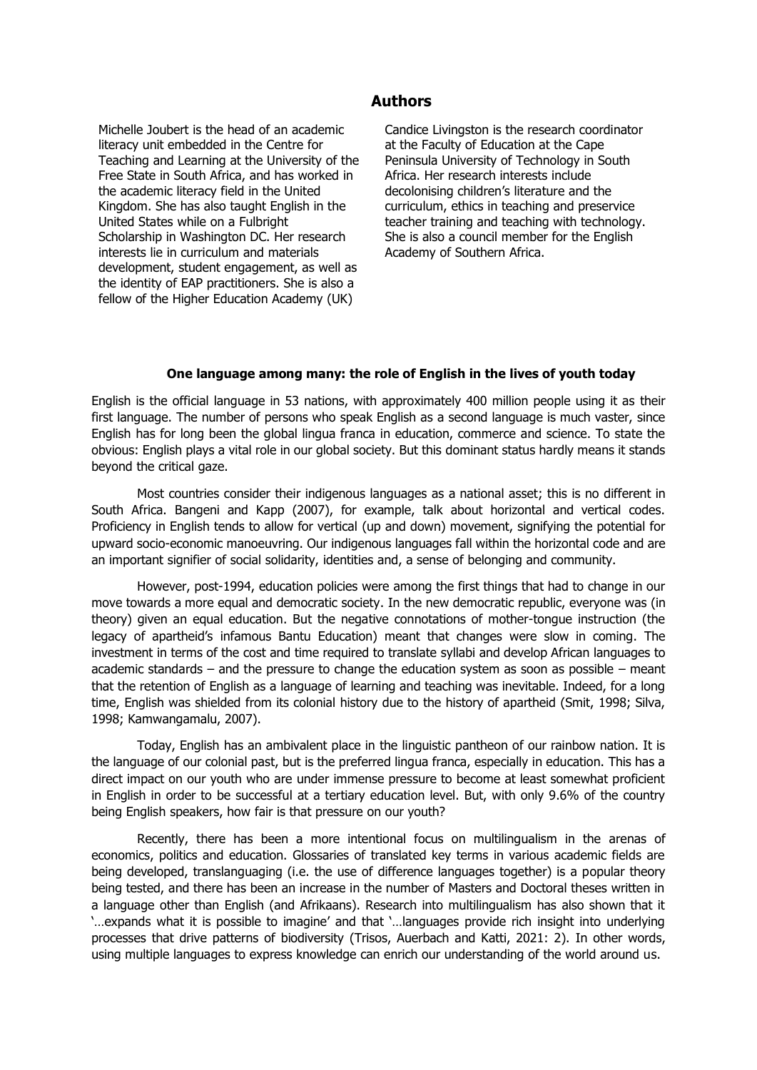## Authors

Michelle Joubert is the head of an academic literacy unit embedded in the Centre for Teaching and Learning at the University of the Free State in South Africa, and has worked in the academic literacy field in the United Kingdom. She has also taught English in the United States while on a Fulbright Scholarship in Washington DC. Her research interests lie in curriculum and materials development, student engagement, as well as the identity of EAP practitioners. She is also a fellow of the Higher Education Academy (UK)

Candice Livingston is the research coordinator at the Faculty of Education at the Cape Peninsula University of Technology in South Africa. Her research interests include decolonising children's literature and the curriculum, ethics in teaching and preservice teacher training and teaching with technology. She is also a council member for the English Academy of Southern Africa.

### One language among many: the role of English in the lives of youth today

English is the official language in 53 nations, with approximately 400 million people using it as their first language. The number of persons who speak English as a second language is much vaster, since English has for long been the global lingua franca in education, commerce and science. To state the obvious: English plays a vital role in our global society. But this dominant status hardly means it stands beyond the critical gaze.

Most countries consider their indigenous languages as a national asset; this is no different in South Africa. Bangeni and Kapp (2007), for example, talk about horizontal and vertical codes. Proficiency in English tends to allow for vertical (up and down) movement, signifying the potential for upward socio-economic manoeuvring. Our indigenous languages fall within the horizontal code and are an important signifier of social solidarity, identities and, a sense of belonging and community.

However, post-1994, education policies were among the first things that had to change in our move towards a more equal and democratic society. In the new democratic republic, everyone was (in theory) given an equal education. But the negative connotations of mother-tongue instruction (the legacy of apartheid's infamous Bantu Education) meant that changes were slow in coming. The investment in terms of the cost and time required to translate syllabi and develop African languages to academic standards – and the pressure to change the education system as soon as possible – meant that the retention of English as a language of learning and teaching was inevitable. Indeed, for a long time, English was shielded from its colonial history due to the history of apartheid (Smit, 1998; Silva, 1998; Kamwangamalu, 2007).

Today, English has an ambivalent place in the linguistic pantheon of our rainbow nation. It is the language of our colonial past, but is the preferred lingua franca, especially in education. This has a direct impact on our youth who are under immense pressure to become at least somewhat proficient in English in order to be successful at a tertiary education level. But, with only 9.6% of the country being English speakers, how fair is that pressure on our youth?

Recently, there has been a more intentional focus on multilingualism in the arenas of economics, politics and education. Glossaries of translated key terms in various academic fields are being developed, translanguaging (i.e. the use of difference languages together) is a popular theory being tested, and there has been an increase in the number of Masters and Doctoral theses written in a language other than English (and Afrikaans). Research into multilingualism has also shown that it '…expands what it is possible to imagine' and that '…languages provide rich insight into underlying processes that drive patterns of biodiversity (Trisos, Auerbach and Katti, 2021: 2). In other words, using multiple languages to express knowledge can enrich our understanding of the world around us.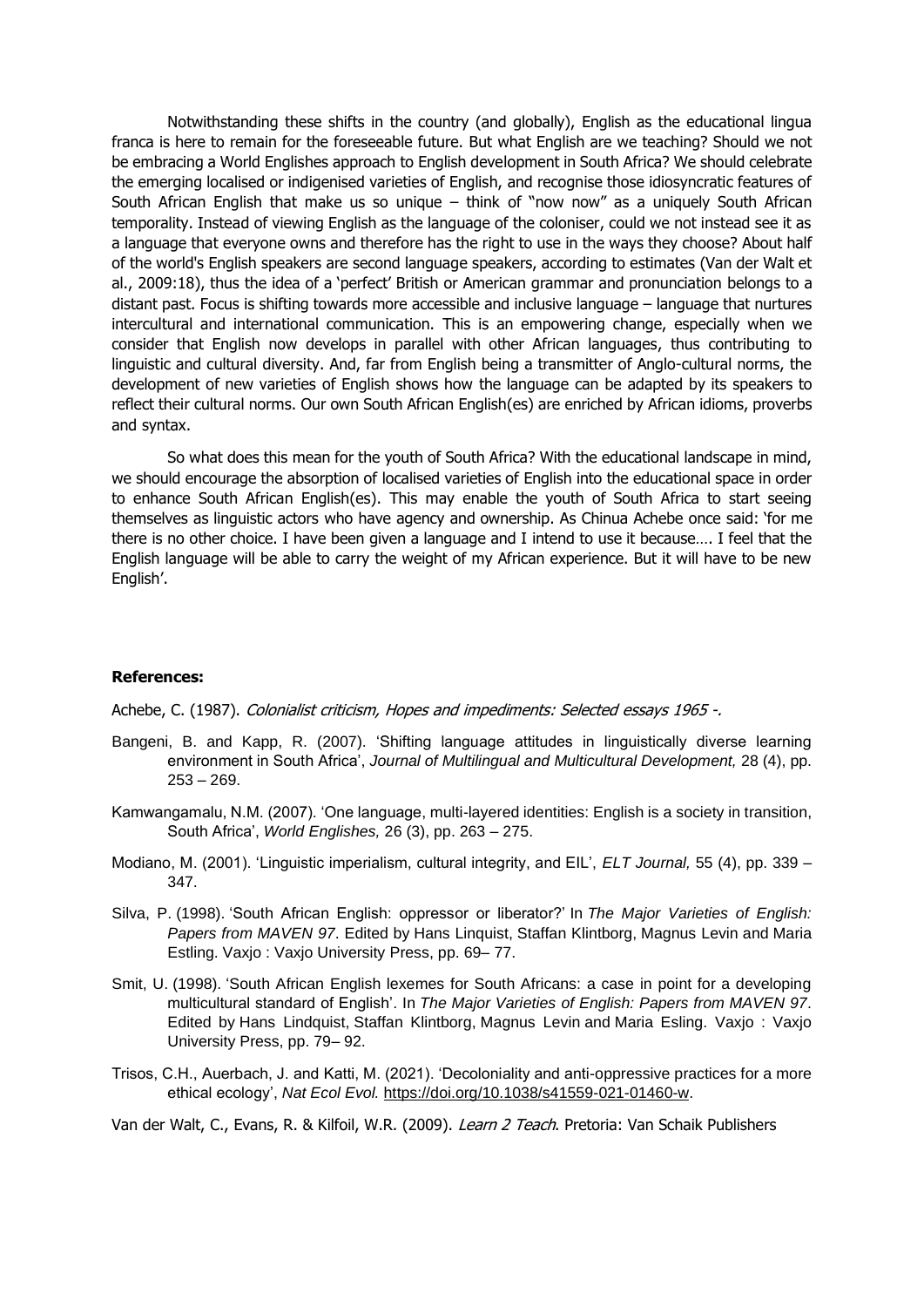Notwithstanding these shifts in the country (and globally), English as the educational lingua franca is here to remain for the foreseeable future. But what English are we teaching? Should we not be embracing a World Englishes approach to English development in South Africa? We should celebrate the emerging localised or indigenised varieties of English, and recognise those idiosyncratic features of South African English that make us so unique – think of "now now" as a uniquely South African temporality. Instead of viewing English as the language of the coloniser, could we not instead see it as a language that everyone owns and therefore has the right to use in the ways they choose? About half of the world's English speakers are second language speakers, according to estimates (Van der Walt et al., 2009:18), thus the idea of a 'perfect' British or American grammar and pronunciation belongs to a distant past. Focus is shifting towards more accessible and inclusive language – language that nurtures intercultural and international communication. This is an empowering change, especially when we consider that English now develops in parallel with other African languages, thus contributing to linguistic and cultural diversity. And, far from English being a transmitter of Anglo-cultural norms, the development of new varieties of English shows how the language can be adapted by its speakers to reflect their cultural norms. Our own South African English(es) are enriched by African idioms, proverbs and syntax.

So what does this mean for the youth of South Africa? With the educational landscape in mind, we should encourage the absorption of localised varieties of English into the educational space in order to enhance South African English(es). This may enable the youth of South Africa to start seeing themselves as linguistic actors who have agency and ownership. As Chinua Achebe once said: 'for me there is no other choice. I have been given a language and I intend to use it because…. I feel that the English language will be able to carry the weight of my African experience. But it will have to be new English'.

**References:**

Achebe, C. (1987). *Colonialist criticism, Hopes and impediments: Selected essays 1965 -.*

Bangeni, B. and Kapp, R. (2007). 'Shifting language attitudes in linguistically diverse learning environment in South Africa', *Journal of Multilingual and Multicultural Development,* 28 (4), pp. 253 – 269.

Kamwangamalu, N.M. (2007). 'One language, multi-layered identities: English is a society in transition, South Africa', *World Englishes,* 26 (3), pp. 263 – 275.

Modiano, M. (2001). 'Linguistic imperialism, cultural integrity, and EIL', *ELT Journal,* 55 (4), pp. 339 – 347.

Silva, P. (1998). 'South African English: oppressor or liberator?' In *The Major Varieties of English: Papers from MAVEN 97*. Edited by Hans Linquist, Staffan Klintborg, Magnus Levin and Maria Estling. Vaxjo : Vaxjo University Press, pp. 69– 77.

Smit, U. (1998). 'South African English lexemes for South Africans: a case in point for a developing multicultural standard of English'. In *The Major Varieties of English: Papers from MAVEN 97*. Edited by Hans Lindquist, Staffan Klintborg, Magnus Levin and Maria Esling. Vaxjo : Vaxjo University Press, pp. 79– 92.

Trisos, C.H., Auerbach, J. and Katti, M. (2021). 'Decoloniality and anti-oppressive practices for a more ethical ecology', *Nat Ecol Evol.* https://doi.org/10.1038/s41559-021-01460-w.

Van der Walt, C., Evans, R. & Kilfoil, W.R. (2009). *Learn 2 Teach*. Pretoria: Van Schaik Publishers